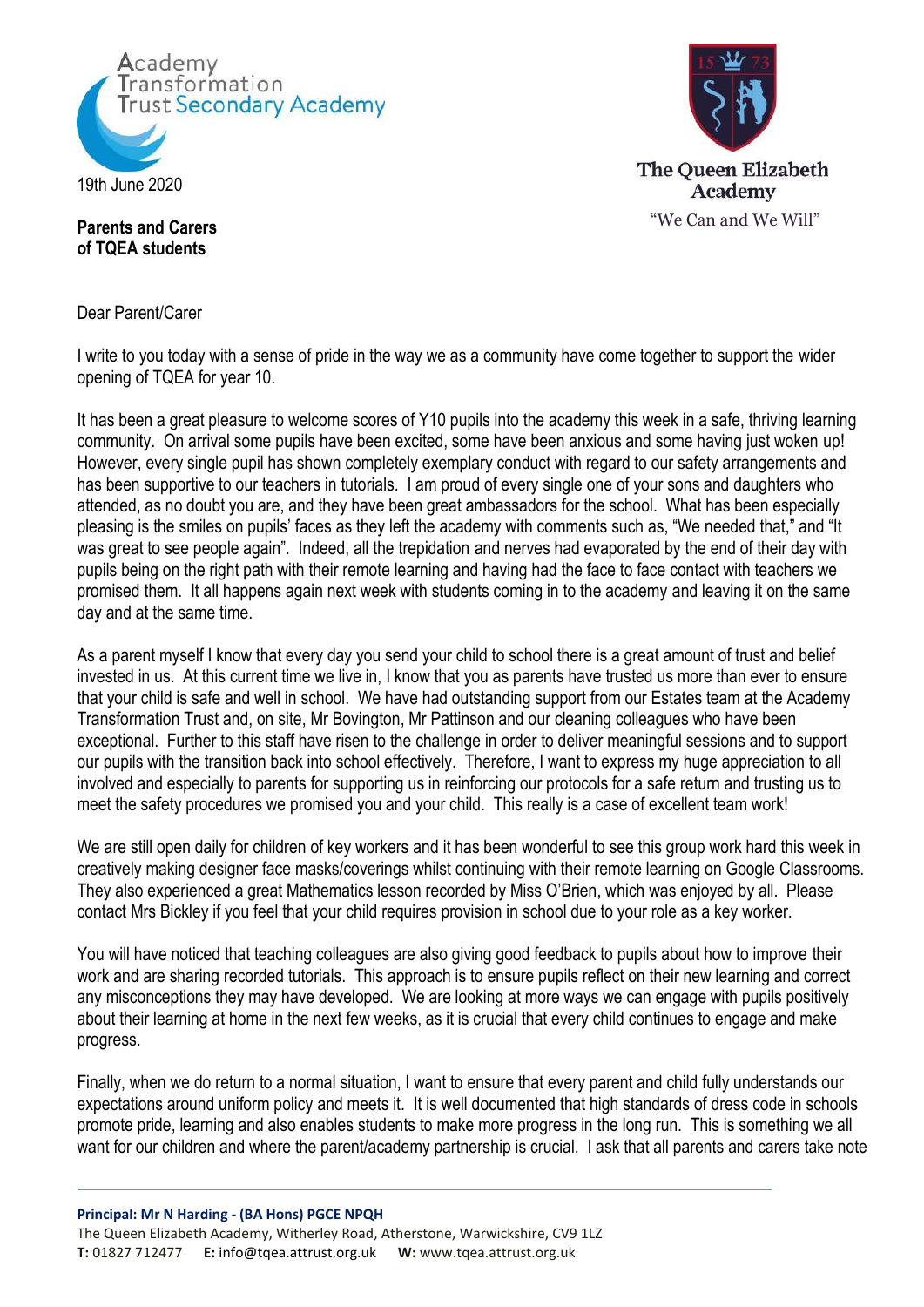Academy Transformation Trust Secondary Academy

The Queen Elizabeth Academy

"We Can and We Will"

19th June 2020

**Parents and Carers of TQEA students**

Dear Parent/Carer

I write to you today with a sense of pride in the way we as a community have come together to support the wider opening of TQEA for year 10.

It has been a great pleasure to welcome scores of Y10 pupils into the academy this week in a safe, thriving learning community. On arrival some pupils have been excited, some have been anxious and some having just woken up! However, every single pupil has shown completely exemplary conduct with regard to our safety arrangements and has been supportive to our teachers in tutorials. I am proud of every single one of your sons and daughters who attended, as no doubt you are, and they have been great ambassadors for the school. What has been especially pleasing is the smiles on pupils' faces as they left the academy with comments such as, "We needed that," and "It was great to see people again". Indeed, all the trepidation and nerves had evaporated by the end of their day with pupils being on the right path with their remote learning and having had the face to face contact with teachers we promised them. It all happens again next week with students coming in to the academy and leaving it on the same day and at the same time.

As a parent myself I know that every day you send your child to school there is a great amount of trust and belief invested in us. At this current time we live in, I know that you as parents have trusted us more than ever to ensure that your child is safe and well in school. We have had outstanding support from our Estates team at the Academy Transformation Trust and, on site, Mr Bovington, Mr Pattinson and our cleaning colleagues who have been exceptional. Further to this staff have risen to the challenge in order to deliver meaningful sessions and to support our pupils with the transition back into school effectively. Therefore, I want to express my huge appreciation to all involved and especially to parents for supporting us in reinforcing our protocols for a safe return and trusting us to meet the safety procedures we promised you and your child. This really is a case of excellent team work!

We are still open daily for children of key workers and it has been wonderful to see this group work hard this week in creatively making designer face masks/coverings whilst continuing with their remote learning on Google Classrooms. They also experienced a great Mathematics lesson recorded by Miss O'Brien, which was enjoyed by all. Please contact Mrs Bickley if you feel that your child requires provision in school due to your role as a key worker.

You will have noticed that teaching colleagues are also giving good feedback to pupils about how to improve their work and are sharing recorded tutorials. This approach is to ensure pupils reflect on their new learning and correct any misconceptions they may have developed. We are looking at more ways we can engage with pupils positively about their learning at home in the next few weeks, as it is crucial that every child continues to engage and make progress.

Finally, when we do return to a normal situation, I want to ensure that every parent and child fully understands our expectations around uniform policy and meets it. It is well documented that high standards of dress code in schools promote pride, learning and also enables students to make more progress in the long run. This is something we all want for our children and where the parent/academy partnership is crucial. I ask that all parents and carers take note

**Principal: Mr N Harding - (BA Hons) PGCE NPQH**
The Queen Elizabeth Academy, Witherley Road, Atherstone, Warwickshire, CV9 1LZ
**T:** 01827 712477 **E:** info@tqea.attrust.org.uk **W:** www.tqea.attrust.org.uk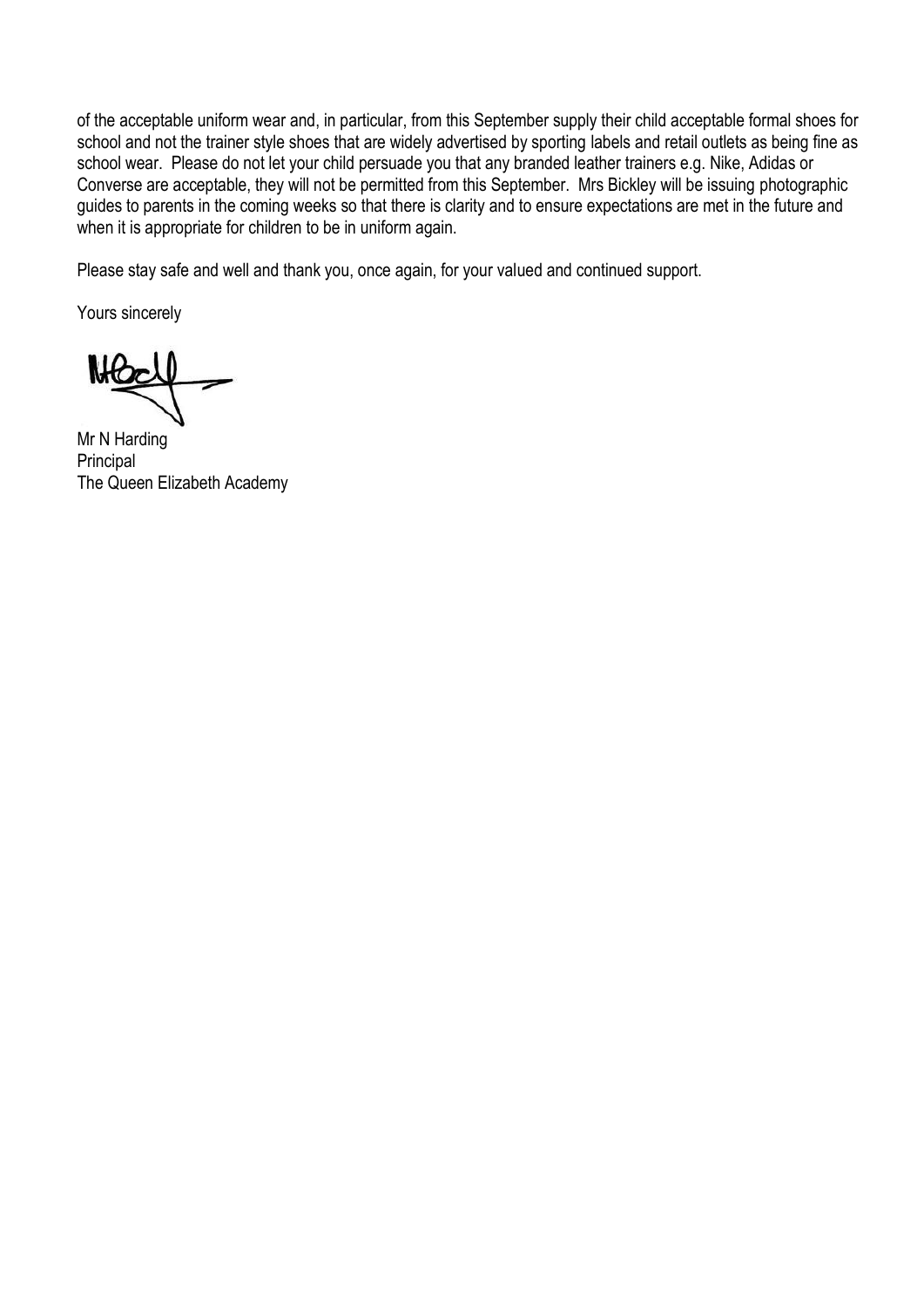of the acceptable uniform wear and, in particular, from this September supply their child acceptable formal shoes for school and not the trainer style shoes that are widely advertised by sporting labels and retail outlets as being fine as school wear. Please do not let your child persuade you that any branded leather trainers e.g. Nike, Adidas or Converse are acceptable, they will not be permitted from this September. Mrs Bickley will be issuing photographic guides to parents in the coming weeks so that there is clarity and to ensure expectations are met in the future and when it is appropriate for children to be in uniform again.

Please stay safe and well and thank you, once again, for your valued and continued support.

Yours sincerely

Mr N Harding
Principal
The Queen Elizabeth Academy